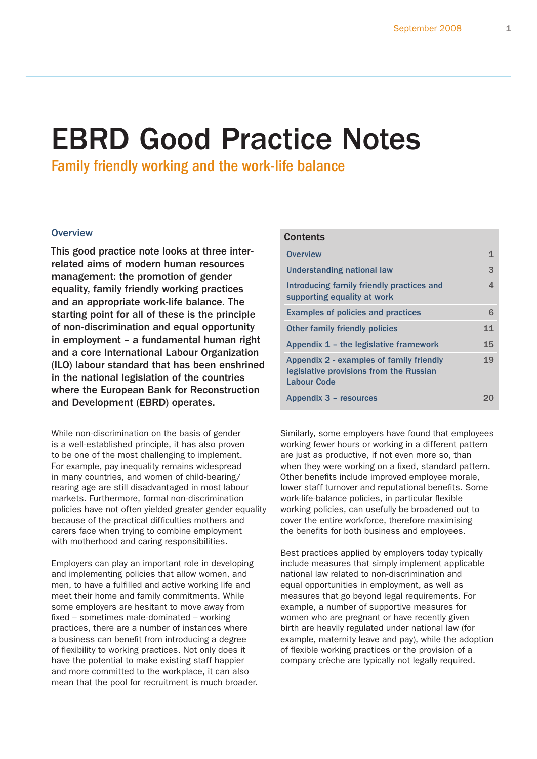# EBRD Good Practice Notes

## Family friendly working and the work-life balance

### Overview

**This good practice note looks at three inter-related aims of modern human resources management: the promotion of gender equality, family friendly working practices and an appropriate work-life balance. The starting point for all of these is the principle of non-discrimination and equal opportunity in employment – a fundamental human right and a core International Labour Organization (ILO) labour standard that has been enshrined in the national legislation of the countries where the European Bank for Reconstruction and Development (EBRD) operates.**

| Contents | |
|---|---|
| Overview | 1 |
| Understanding national law | 3 |
| Introducing family friendly practices and supporting equality at work | 4 |
| Examples of policies and practices | 6 |
| Other family friendly policies | 11 |
| Appendix 1 – the legislative framework | 15 |
| Appendix 2 - examples of family friendly legislative provisions from the Russian Labour Code | 19 |
| Appendix 3 – resources | 20 |

While non-discrimination on the basis of gender is a well-established principle, it has also proven to be one of the most challenging to implement. For example, pay inequality remains widespread in many countries, and women of child-bearing/rearing age are still disadvantaged in most labour markets. Furthermore, formal non-discrimination policies have not often yielded greater gender equality because of the practical difficulties mothers and carers face when trying to combine employment with motherhood and caring responsibilities.

Employers can play an important role in developing and implementing policies that allow women, and men, to have a fulfilled and active working life and meet their home and family commitments. While some employers are hesitant to move away from fixed – sometimes male-dominated – working practices, there are a number of instances where a business can benefit from introducing a degree of flexibility to working practices. Not only does it have the potential to make existing staff happier and more committed to the workplace, it can also mean that the pool for recruitment is much broader.

Similarly, some employers have found that employees working fewer hours or working in a different pattern are just as productive, if not even more so, than when they were working on a fixed, standard pattern. Other benefits include improved employee morale, lower staff turnover and reputational benefits. Some work-life-balance policies, in particular flexible working policies, can usefully be broadened out to cover the entire workforce, therefore maximising the benefits for both business and employees.

Best practices applied by employers today typically include measures that simply implement applicable national law related to non-discrimination and equal opportunities in employment, as well as measures that go beyond legal requirements. For example, a number of supportive measures for women who are pregnant or have recently given birth are heavily regulated under national law (for example, maternity leave and pay), while the adoption of flexible working practices or the provision of a company crèche are typically not legally required.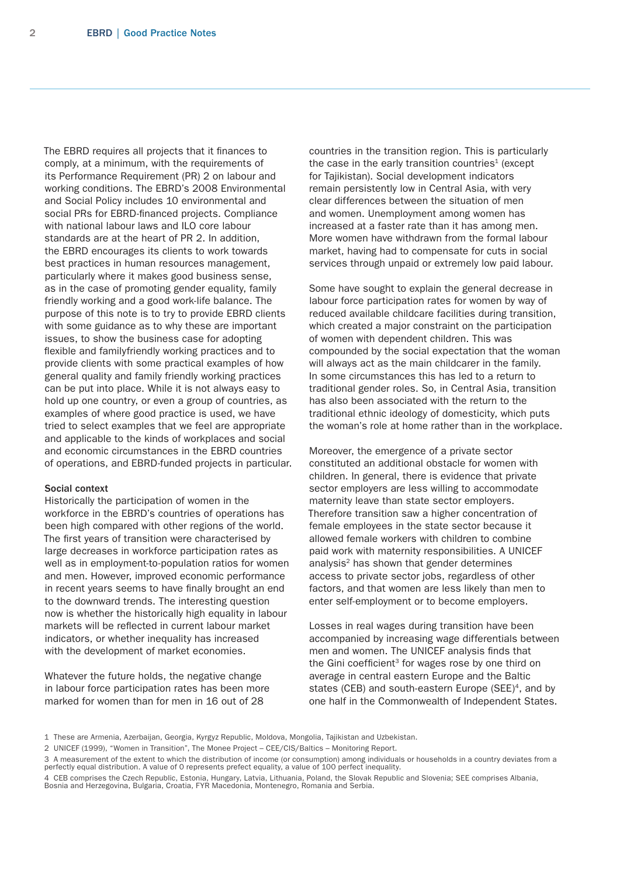The EBRD requires all projects that it finances to comply, at a minimum, with the requirements of its Performance Requirement (PR) 2 on labour and working conditions. The EBRD's 2008 Environmental and Social Policy includes 10 environmental and social PRs for EBRD-financed projects. Compliance with national labour laws and ILO core labour standards are at the heart of PR 2. In addition, the EBRD encourages its clients to work towards best practices in human resources management, particularly where it makes good business sense, as in the case of promoting gender equality, family friendly working and a good work-life balance. The purpose of this note is to try to provide EBRD clients with some guidance as to why these are important issues, to show the business case for adopting flexible and familyfriendly working practices and to provide clients with some practical examples of how general quality and family friendly working practices can be put into place. While it is not always easy to hold up one country, or even a group of countries, as examples of where good practice is used, we have tried to select examples that we feel are appropriate and applicable to the kinds of workplaces and social and economic circumstances in the EBRD countries of operations, and EBRD-funded projects in particular.

**Social context**

Historically the participation of women in the workforce in the EBRD's countries of operations has been high compared with other regions of the world. The first years of transition were characterised by large decreases in workforce participation rates as well as in employment-to-population ratios for women and men. However, improved economic performance in recent years seems to have finally brought an end to the downward trends. The interesting question now is whether the historically high equality in labour markets will be reflected in current labour market indicators, or whether inequality has increased with the development of market economies.

Whatever the future holds, the negative change in labour force participation rates has been more marked for women than for men in 16 out of 28 countries in the transition region. This is particularly the case in the early transition countries[1] (except for Tajikistan). Social development indicators remain persistently low in Central Asia, with very clear differences between the situation of men and women. Unemployment among women has increased at a faster rate than it has among men. More women have withdrawn from the formal labour market, having had to compensate for cuts in social services through unpaid or extremely low paid labour.

Some have sought to explain the general decrease in labour force participation rates for women by way of reduced available childcare facilities during transition, which created a major constraint on the participation of women with dependent children. This was compounded by the social expectation that the woman will always act as the main childcarer in the family. In some circumstances this has led to a return to traditional gender roles. So, in Central Asia, transition has also been associated with the return to the traditional ethnic ideology of domesticity, which puts the woman's role at home rather than in the workplace.

Moreover, the emergence of a private sector constituted an additional obstacle for women with children. In general, there is evidence that private sector employers are less willing to accommodate maternity leave than state sector employers. Therefore transition saw a higher concentration of female employees in the state sector because it allowed female workers with children to combine paid work with maternity responsibilities. A UNICEF analysis[2] has shown that gender determines access to private sector jobs, regardless of other factors, and that women are less likely than men to enter self-employment or to become employers.

Losses in real wages during transition have been accompanied by increasing wage differentials between men and women. The UNICEF analysis finds that the Gini coefficient[3] for wages rose by one third on average in central eastern Europe and the Baltic states (CEB) and south-eastern Europe (SEE)[4], and by one half in the Commonwealth of Independent States.

---

1 These are Armenia, Azerbaijan, Georgia, Kyrgyz Republic, Moldova, Mongolia, Tajikistan and Uzbekistan.

2 UNICEF (1999), "Women in Transition", The Monee Project – CEE/CIS/Baltics – Monitoring Report.

3 A measurement of the extent to which the distribution of income (or consumption) among individuals or households in a country deviates from a perfectly equal distribution. A value of 0 represents prefect equality, a value of 100 perfect inequality.

4 CEB comprises the Czech Republic, Estonia, Hungary, Latvia, Lithuania, Poland, the Slovak Republic and Slovenia; SEE comprises Albania, Bosnia and Herzegovina, Bulgaria, Croatia, FYR Macedonia, Montenegro, Romania and Serbia.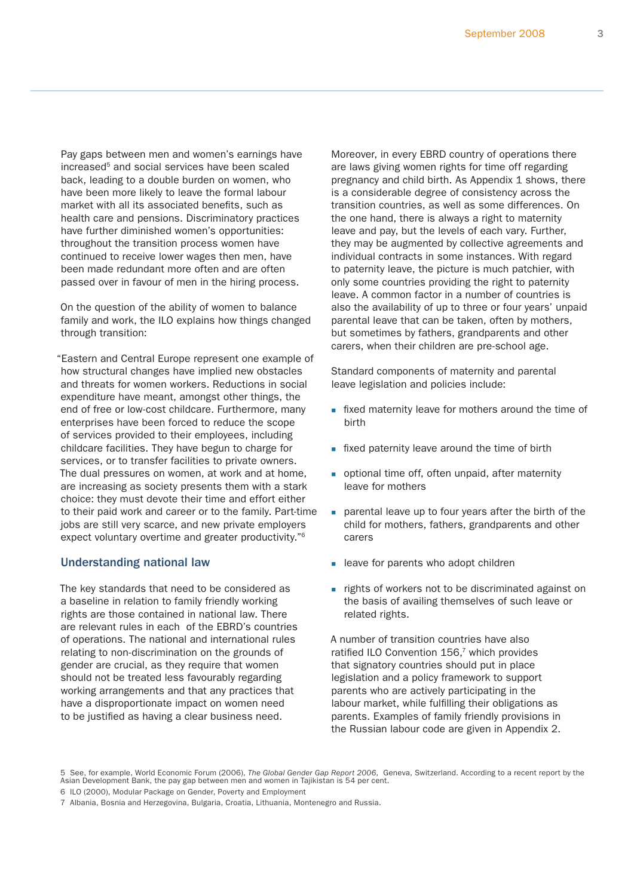Pay gaps between men and women's earnings have increased[5] and social services have been scaled back, leading to a double burden on women, who have been more likely to leave the formal labour market with all its associated benefits, such as health care and pensions. Discriminatory practices have further diminished women's opportunities: throughout the transition process women have continued to receive lower wages then men, have been made redundant more often and are often passed over in favour of men in the hiring process.

On the question of the ability of women to balance family and work, the ILO explains how things changed through transition:

"Eastern and Central Europe represent one example of how structural changes have implied new obstacles and threats for women workers. Reductions in social expenditure have meant, amongst other things, the end of free or low-cost childcare. Furthermore, many enterprises have been forced to reduce the scope of services provided to their employees, including childcare facilities. They have begun to charge for services, or to transfer facilities to private owners. The dual pressures on women, at work and at home, are increasing as society presents them with a stark choice: they must devote their time and effort either to their paid work and career or to the family. Part-time jobs are still very scarce, and new private employers expect voluntary overtime and greater productivity."[6]

## Understanding national law

The key standards that need to be considered as a baseline in relation to family friendly working rights are those contained in national law. There are relevant rules in each of the EBRD's countries of operations. The national and international rules relating to non-discrimination on the grounds of gender are crucial, as they require that women should not be treated less favourably regarding working arrangements and that any practices that have a disproportionate impact on women need to be justified as having a clear business need.

Moreover, in every EBRD country of operations there are laws giving women rights for time off regarding pregnancy and child birth. As Appendix 1 shows, there is a considerable degree of consistency across the transition countries, as well as some differences. On the one hand, there is always a right to maternity leave and pay, but the levels of each vary. Further, they may be augmented by collective agreements and individual contracts in some instances. With regard to paternity leave, the picture is much patchier, with only some countries providing the right to paternity leave. A common factor in a number of countries is also the availability of up to three or four years' unpaid parental leave that can be taken, often by mothers, but sometimes by fathers, grandparents and other carers, when their children are pre-school age.

Standard components of maternity and parental leave legislation and policies include:

- fixed maternity leave for mothers around the time of birth
- fixed paternity leave around the time of birth
- optional time off, often unpaid, after maternity leave for mothers
- parental leave up to four years after the birth of the child for mothers, fathers, grandparents and other carers
- leave for parents who adopt children
- rights of workers not to be discriminated against on the basis of availing themselves of such leave or related rights.

A number of transition countries have also ratified ILO Convention 156,[7] which provides that signatory countries should put in place legislation and a policy framework to support parents who are actively participating in the labour market, while fulfilling their obligations as parents. Examples of family friendly provisions in the Russian labour code are given in Appendix 2.

---

5 See, for example, World Economic Forum (2006), *The Global Gender Gap Report 2006*, Geneva, Switzerland. According to a recent report by the Asian Development Bank, the pay gap between men and women in Tajikistan is 54 per cent.

6 ILO (2000), Modular Package on Gender, Poverty and Employment

7 Albania, Bosnia and Herzegovina, Bulgaria, Croatia, Lithuania, Montenegro and Russia.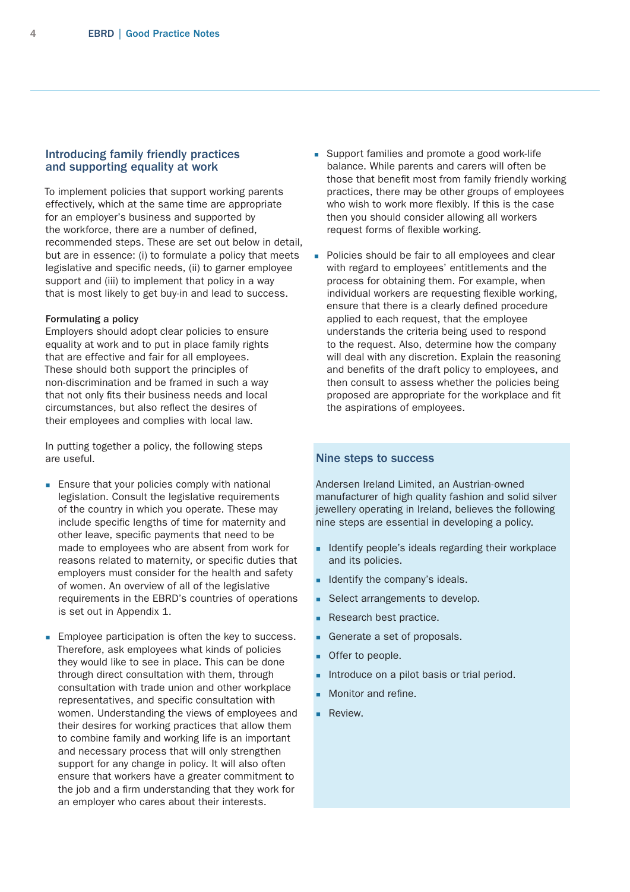## Introducing family friendly practices and supporting equality at work

To implement policies that support working parents effectively, which at the same time are appropriate for an employer's business and supported by the workforce, there are a number of defined, recommended steps. These are set out below in detail, but are in essence: (i) to formulate a policy that meets legislative and specific needs, (ii) to garner employee support and (iii) to implement that policy in a way that is most likely to get buy-in and lead to success.

**Formulating a policy**

Employers should adopt clear policies to ensure equality at work and to put in place family rights that are effective and fair for all employees. These should both support the principles of non-discrimination and be framed in such a way that not only fits their business needs and local circumstances, but also reflect the desires of their employees and complies with local law.

In putting together a policy, the following steps are useful.

- Ensure that your policies comply with national legislation. Consult the legislative requirements of the country in which you operate. These may include specific lengths of time for maternity and other leave, specific payments that need to be made to employees who are absent from work for reasons related to maternity, or specific duties that employers must consider for the health and safety of women. An overview of all of the legislative requirements in the EBRD's countries of operations is set out in Appendix 1.
- Employee participation is often the key to success. Therefore, ask employees what kinds of policies they would like to see in place. This can be done through direct consultation with them, through consultation with trade union and other workplace representatives, and specific consultation with women. Understanding the views of employees and their desires for working practices that allow them to combine family and working life is an important and necessary process that will only strengthen support for any change in policy. It will also often ensure that workers have a greater commitment to the job and a firm understanding that they work for an employer who cares about their interests.
- Support families and promote a good work-life balance. While parents and carers will often be those that benefit most from family friendly working practices, there may be other groups of employees who wish to work more flexibly. If this is the case then you should consider allowing all workers request forms of flexible working.
- Policies should be fair to all employees and clear with regard to employees' entitlements and the process for obtaining them. For example, when individual workers are requesting flexible working, ensure that there is a clearly defined procedure applied to each request, that the employee understands the criteria being used to respond to the request. Also, determine how the company will deal with any discretion. Explain the reasoning and benefits of the draft policy to employees, and then consult to assess whether the policies being proposed are appropriate for the workplace and fit the aspirations of employees.

### Nine steps to success

Andersen Ireland Limited, an Austrian-owned manufacturer of high quality fashion and solid silver jewellery operating in Ireland, believes the following nine steps are essential in developing a policy.

- Identify people's ideals regarding their workplace and its policies.
- Identify the company's ideals.
- Select arrangements to develop.
- Research best practice.
- Generate a set of proposals.
- Offer to people.
- Introduce on a pilot basis or trial period.
- Monitor and refine.
- Review.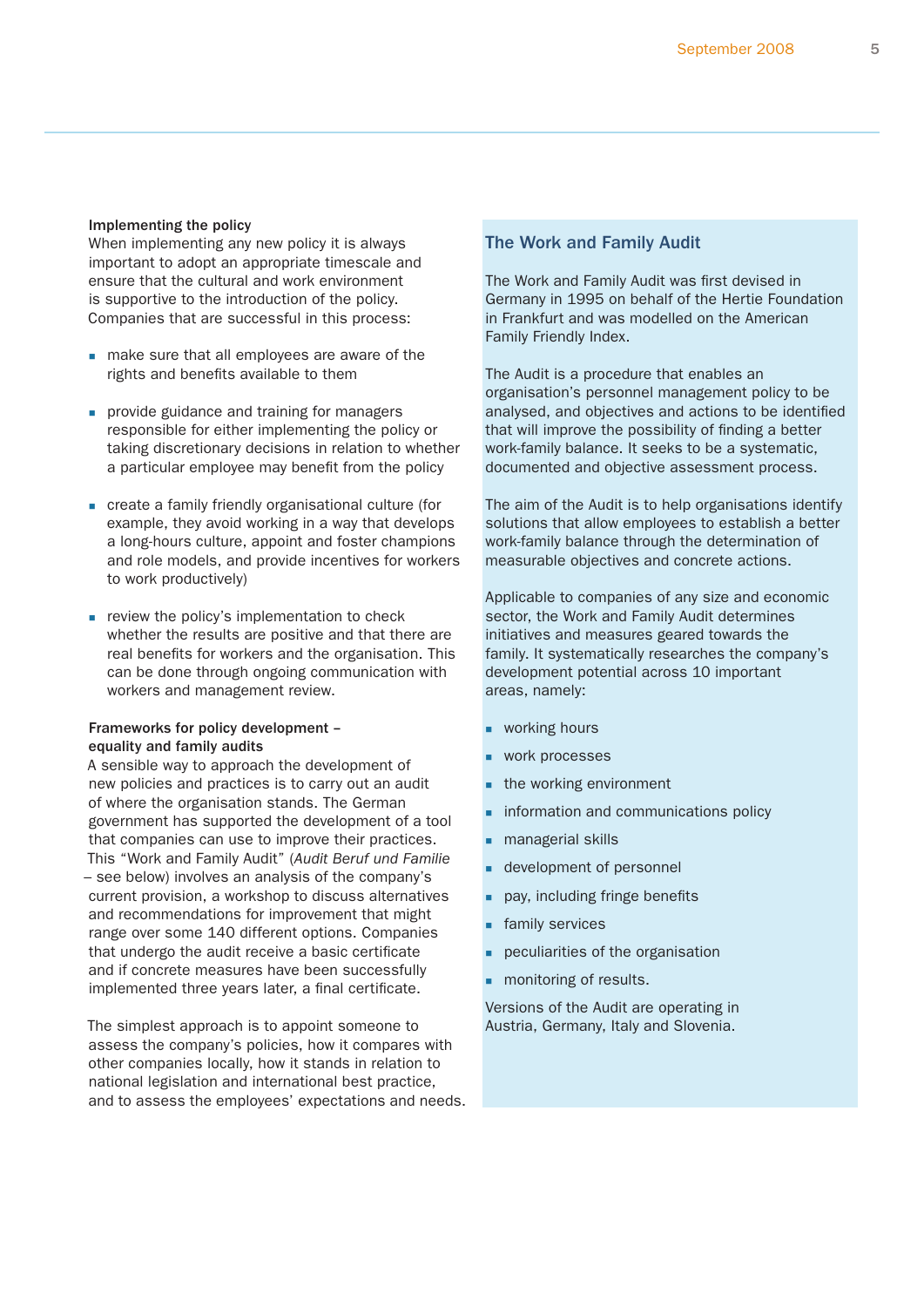**Implementing the policy**

When implementing any new policy it is always important to adopt an appropriate timescale and ensure that the cultural and work environment is supportive to the introduction of the policy. Companies that are successful in this process:

- make sure that all employees are aware of the rights and benefits available to them
- provide guidance and training for managers responsible for either implementing the policy or taking discretionary decisions in relation to whether a particular employee may benefit from the policy
- create a family friendly organisational culture (for example, they avoid working in a way that develops a long-hours culture, appoint and foster champions and role models, and provide incentives for workers to work productively)
- review the policy's implementation to check whether the results are positive and that there are real benefits for workers and the organisation. This can be done through ongoing communication with workers and management review.

**Frameworks for policy development – equality and family audits**

A sensible way to approach the development of new policies and practices is to carry out an audit of where the organisation stands. The German government has supported the development of a tool that companies can use to improve their practices. This "Work and Family Audit" (*Audit Beruf und Familie* – see below) involves an analysis of the company's current provision, a workshop to discuss alternatives and recommendations for improvement that might range over some 140 different options. Companies that undergo the audit receive a basic certificate and if concrete measures have been successfully implemented three years later, a final certificate.

The simplest approach is to appoint someone to assess the company's policies, how it compares with other companies locally, how it stands in relation to national legislation and international best practice, and to assess the employees' expectations and needs.

## The Work and Family Audit

The Work and Family Audit was first devised in Germany in 1995 on behalf of the Hertie Foundation in Frankfurt and was modelled on the American Family Friendly Index.

The Audit is a procedure that enables an organisation's personnel management policy to be analysed, and objectives and actions to be identified that will improve the possibility of finding a better work-family balance. It seeks to be a systematic, documented and objective assessment process.

The aim of the Audit is to help organisations identify solutions that allow employees to establish a better work-family balance through the determination of measurable objectives and concrete actions.

Applicable to companies of any size and economic sector, the Work and Family Audit determines initiatives and measures geared towards the family. It systematically researches the company's development potential across 10 important areas, namely:

- working hours
- work processes
- the working environment
- information and communications policy
- managerial skills
- development of personnel
- pay, including fringe benefits
- family services
- peculiarities of the organisation
- monitoring of results.

Versions of the Audit are operating in Austria, Germany, Italy and Slovenia.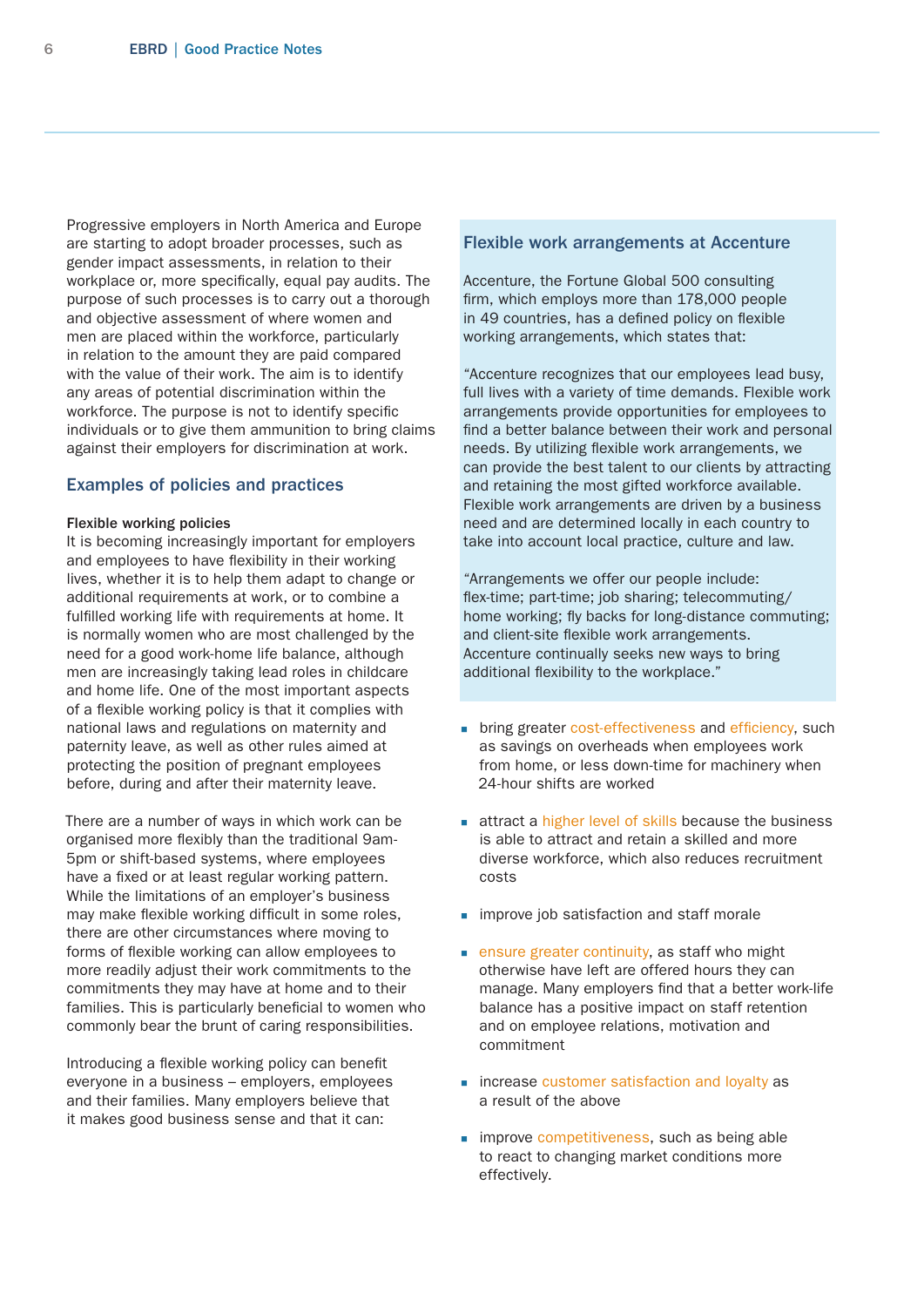Progressive employers in North America and Europe are starting to adopt broader processes, such as gender impact assessments, in relation to their workplace or, more specifically, equal pay audits. The purpose of such processes is to carry out a thorough and objective assessment of where women and men are placed within the workforce, particularly in relation to the amount they are paid compared with the value of their work. The aim is to identify any areas of potential discrimination within the workforce. The purpose is not to identify specific individuals or to give them ammunition to bring claims against their employers for discrimination at work.

## Examples of policies and practices

**Flexible working policies**

It is becoming increasingly important for employers and employees to have flexibility in their working lives, whether it is to help them adapt to change or additional requirements at work, or to combine a fulfilled working life with requirements at home. It is normally women who are most challenged by the need for a good work-home life balance, although men are increasingly taking lead roles in childcare and home life. One of the most important aspects of a flexible working policy is that it complies with national laws and regulations on maternity and paternity leave, as well as other rules aimed at protecting the position of pregnant employees before, during and after their maternity leave.

There are a number of ways in which work can be organised more flexibly than the traditional 9am-5pm or shift-based systems, where employees have a fixed or at least regular working pattern. While the limitations of an employer's business may make flexible working difficult in some roles, there are other circumstances where moving to forms of flexible working can allow employees to more readily adjust their work commitments to the commitments they may have at home and to their families. This is particularly beneficial to women who commonly bear the brunt of caring responsibilities.

Introducing a flexible working policy can benefit everyone in a business – employers, employees and their families. Many employers believe that it makes good business sense and that it can:

- bring greater cost-effectiveness and efficiency, such as savings on overheads when employees work from home, or less down-time for machinery when 24-hour shifts are worked
- attract a higher level of skills because the business is able to attract and retain a skilled and more diverse workforce, which also reduces recruitment costs
- improve job satisfaction and staff morale
- ensure greater continuity, as staff who might otherwise have left are offered hours they can manage. Many employers find that a better work-life balance has a positive impact on staff retention and on employee relations, motivation and commitment
- increase customer satisfaction and loyalty as a result of the above
- improve competitiveness, such as being able to react to changing market conditions more effectively.

### Flexible work arrangements at Accenture

Accenture, the Fortune Global 500 consulting firm, which employs more than 178,000 people in 49 countries, has a defined policy on flexible working arrangements, which states that:

"Accenture recognizes that our employees lead busy, full lives with a variety of time demands. Flexible work arrangements provide opportunities for employees to find a better balance between their work and personal needs. By utilizing flexible work arrangements, we can provide the best talent to our clients by attracting and retaining the most gifted workforce available. Flexible work arrangements are driven by a business need and are determined locally in each country to take into account local practice, culture and law.

"Arrangements we offer our people include: flex-time; part-time; job sharing; telecommuting/home working; fly backs for long-distance commuting; and client-site flexible work arrangements. Accenture continually seeks new ways to bring additional flexibility to the workplace."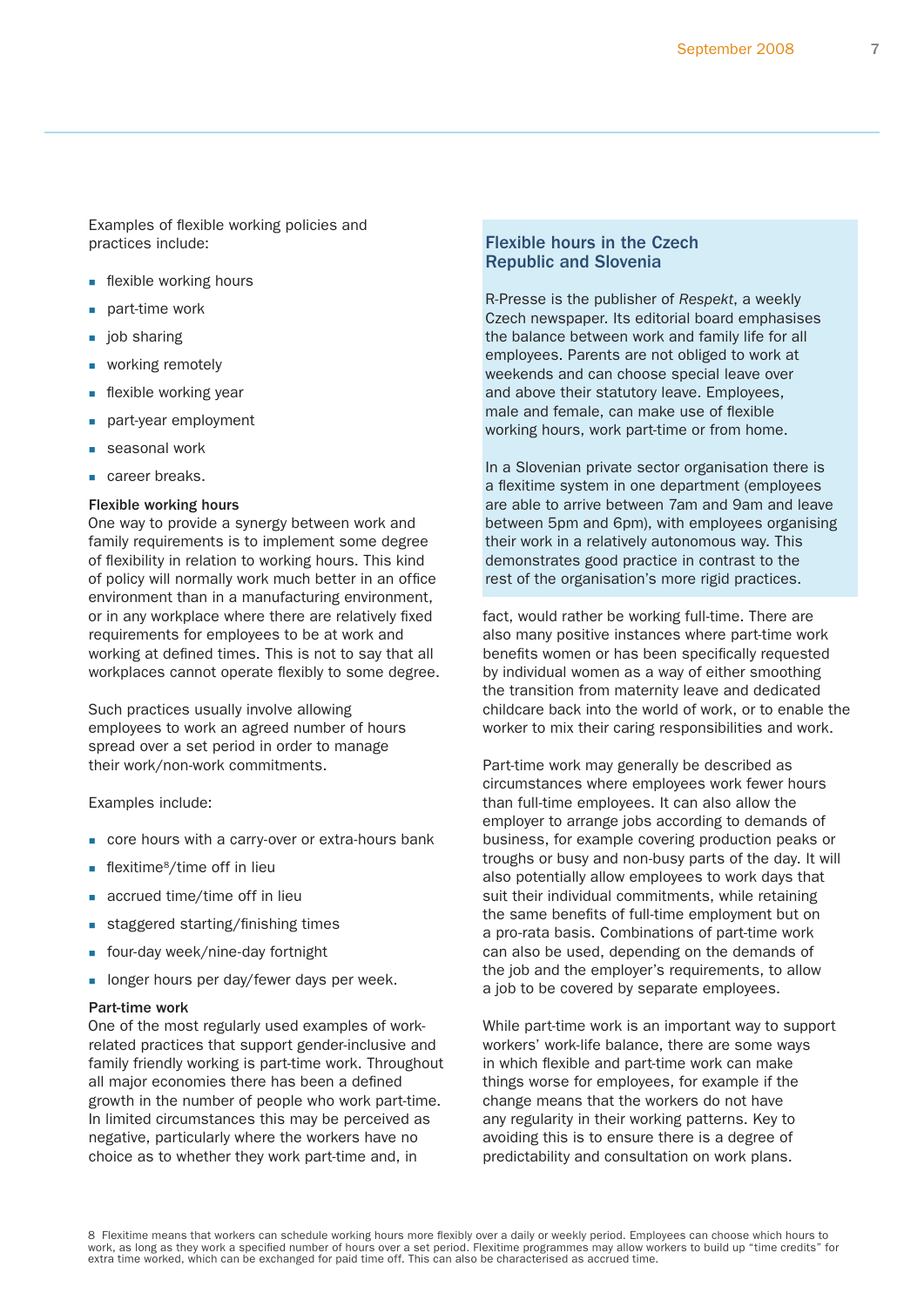Examples of flexible working policies and practices include:

- flexible working hours
- part-time work
- job sharing
- working remotely
- flexible working year
- part-year employment
- seasonal work
- career breaks.

**Flexible working hours**

One way to provide a synergy between work and family requirements is to implement some degree of flexibility in relation to working hours. This kind of policy will normally work much better in an office environment than in a manufacturing environment, or in any workplace where there are relatively fixed requirements for employees to be at work and working at defined times. This is not to say that all workplaces cannot operate flexibly to some degree.

Such practices usually involve allowing employees to work an agreed number of hours spread over a set period in order to manage their work/non-work commitments.

Examples include:

- core hours with a carry-over or extra-hours bank
- flexitime[8]/time off in lieu
- accrued time/time off in lieu
- staggered starting/finishing times
- four-day week/nine-day fortnight
- longer hours per day/fewer days per week.

**Part-time work**

One of the most regularly used examples of work-related practices that support gender-inclusive and family friendly working is part-time work. Throughout all major economies there has been a defined growth in the number of people who work part-time. In limited circumstances this may be perceived as negative, particularly where the workers have no choice as to whether they work part-time and, in fact, would rather be working full-time. There are also many positive instances where part-time work benefits women or has been specifically requested by individual women as a way of either smoothing the transition from maternity leave and dedicated childcare back into the world of work, or to enable the worker to mix their caring responsibilities and work.

Part-time work may generally be described as circumstances where employees work fewer hours than full-time employees. It can also allow the employer to arrange jobs according to demands of business, for example covering production peaks or troughs or busy and non-busy parts of the day. It will also potentially allow employees to work days that suit their individual commitments, while retaining the same benefits of full-time employment but on a pro-rata basis. Combinations of part-time work can also be used, depending on the demands of the job and the employer's requirements, to allow a job to be covered by separate employees.

While part-time work is an important way to support workers' work-life balance, there are some ways in which flexible and part-time work can make things worse for employees, for example if the change means that the workers do not have any regularity in their working patterns. Key to avoiding this is to ensure there is a degree of predictability and consultation on work plans.

## Flexible hours in the Czech Republic and Slovenia

R-Presse is the publisher of *Respekt*, a weekly Czech newspaper. Its editorial board emphasises the balance between work and family life for all employees. Parents are not obliged to work at weekends and can choose special leave over and above their statutory leave. Employees, male and female, can make use of flexible working hours, work part-time or from home.

In a Slovenian private sector organisation there is a flexitime system in one department (employees are able to arrive between 7am and 9am and leave between 5pm and 6pm), with employees organising their work in a relatively autonomous way. This demonstrates good practice in contrast to the rest of the organisation's more rigid practices.

---

8 Flexitime means that workers can schedule working hours more flexibly over a daily or weekly period. Employees can choose which hours to work, as long as they work a specified number of hours over a set period. Flexitime programmes may allow workers to build up "time credits" for extra time worked, which can be exchanged for paid time off. This can also be characterised as accrued time.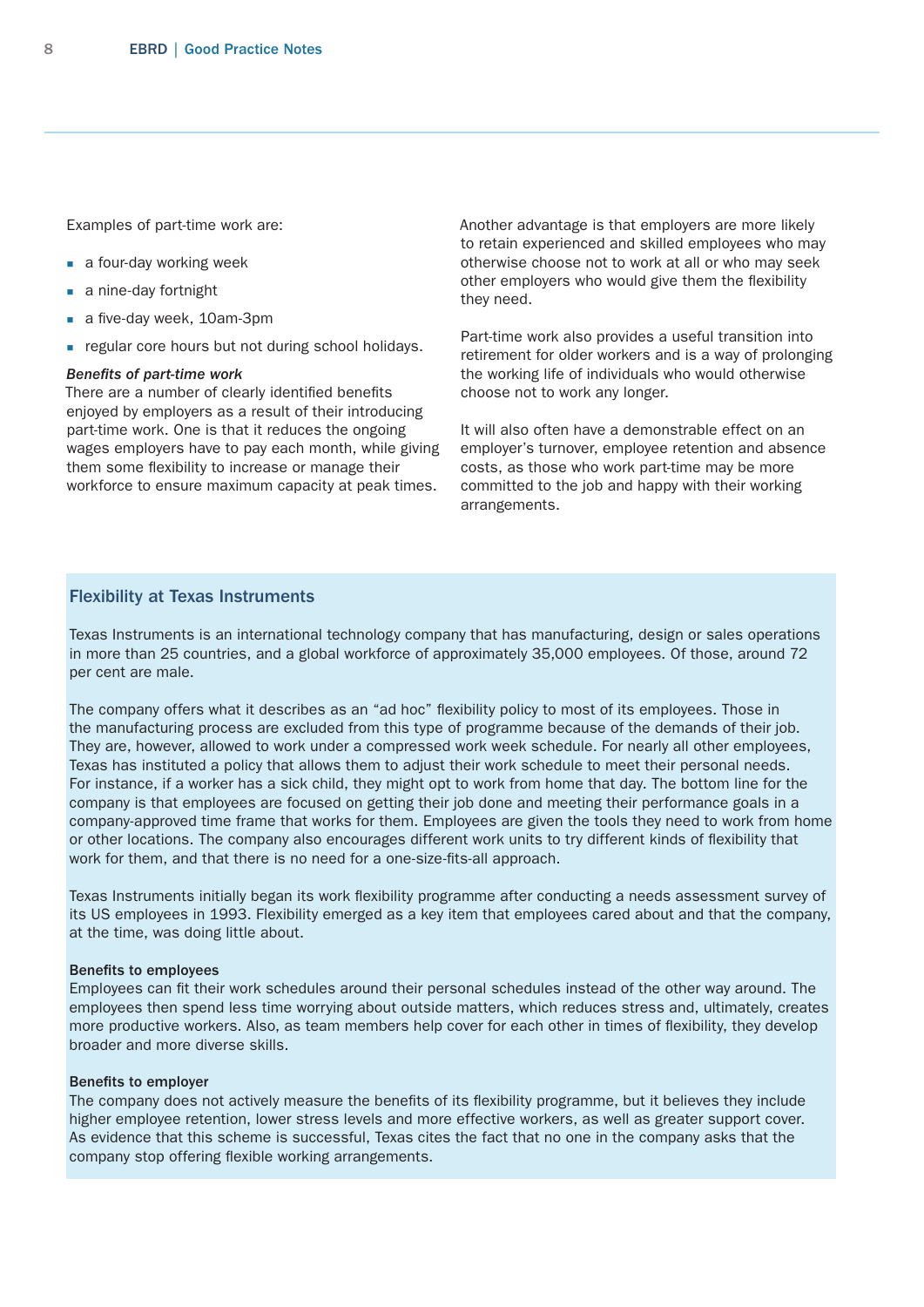Examples of part-time work are:

- a four-day working week
- a nine-day fortnight
- a five-day week, 10am-3pm
- regular core hours but not during school holidays.

***Benefits of part-time work***

There are a number of clearly identified benefits enjoyed by employers as a result of their introducing part-time work. One is that it reduces the ongoing wages employers have to pay each month, while giving them some flexibility to increase or manage their workforce to ensure maximum capacity at peak times.

Another advantage is that employers are more likely to retain experienced and skilled employees who may otherwise choose not to work at all or who may seek other employers who would give them the flexibility they need.

Part-time work also provides a useful transition into retirement for older workers and is a way of prolonging the working life of individuals who would otherwise choose not to work any longer.

It will also often have a demonstrable effect on an employer's turnover, employee retention and absence costs, as those who work part-time may be more committed to the job and happy with their working arrangements.

### Flexibility at Texas Instruments

Texas Instruments is an international technology company that has manufacturing, design or sales operations in more than 25 countries, and a global workforce of approximately 35,000 employees. Of those, around 72 per cent are male.

The company offers what it describes as an "ad hoc" flexibility policy to most of its employees. Those in the manufacturing process are excluded from this type of programme because of the demands of their job. They are, however, allowed to work under a compressed work week schedule. For nearly all other employees, Texas has instituted a policy that allows them to adjust their work schedule to meet their personal needs. For instance, if a worker has a sick child, they might opt to work from home that day. The bottom line for the company is that employees are focused on getting their job done and meeting their performance goals in a company-approved time frame that works for them. Employees are given the tools they need to work from home or other locations. The company also encourages different work units to try different kinds of flexibility that work for them, and that there is no need for a one-size-fits-all approach.

Texas Instruments initially began its work flexibility programme after conducting a needs assessment survey of its US employees in 1993. Flexibility emerged as a key item that employees cared about and that the company, at the time, was doing little about.

**Benefits to employees**

Employees can fit their work schedules around their personal schedules instead of the other way around. The employees then spend less time worrying about outside matters, which reduces stress and, ultimately, creates more productive workers. Also, as team members help cover for each other in times of flexibility, they develop broader and more diverse skills.

**Benefits to employer**

The company does not actively measure the benefits of its flexibility programme, but it believes they include higher employee retention, lower stress levels and more effective workers, as well as greater support cover. As evidence that this scheme is successful, Texas cites the fact that no one in the company asks that the company stop offering flexible working arrangements.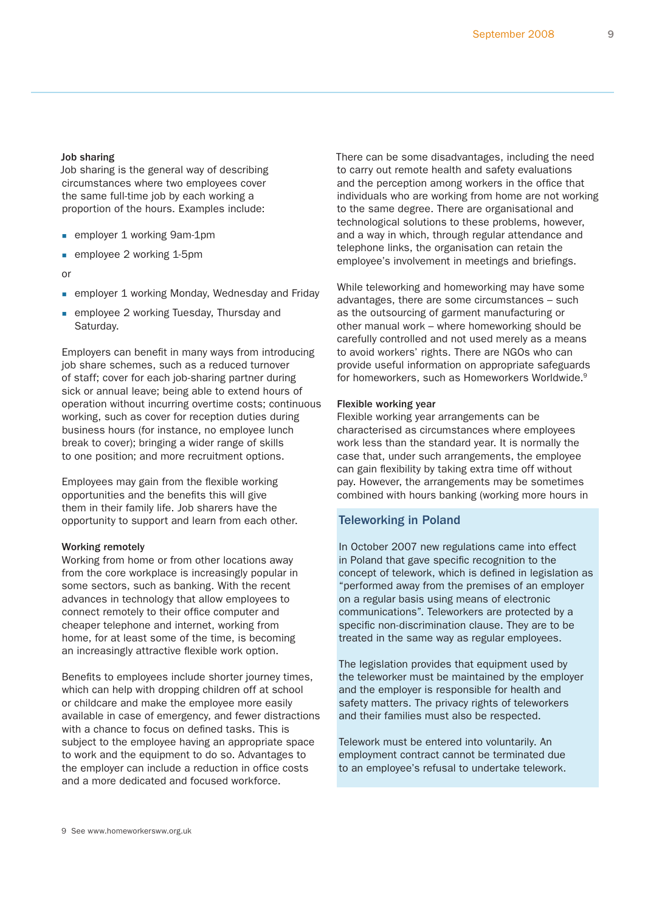### Job sharing

Job sharing is the general way of describing circumstances where two employees cover the same full-time job by each working a proportion of the hours. Examples include:

- employer 1 working 9am-1pm
- employee 2 working 1-5pm

or

- employer 1 working Monday, Wednesday and Friday
- employee 2 working Tuesday, Thursday and Saturday.

Employers can benefit in many ways from introducing job share schemes, such as a reduced turnover of staff; cover for each job-sharing partner during sick or annual leave; being able to extend hours of operation without incurring overtime costs; continuous working, such as cover for reception duties during business hours (for instance, no employee lunch break to cover); bringing a wider range of skills to one position; and more recruitment options.

Employees may gain from the flexible working opportunities and the benefits this will give them in their family life. Job sharers have the opportunity to support and learn from each other.

### Working remotely

Working from home or from other locations away from the core workplace is increasingly popular in some sectors, such as banking. With the recent advances in technology that allow employees to connect remotely to their office computer and cheaper telephone and internet, working from home, for at least some of the time, is becoming an increasingly attractive flexible work option.

Benefits to employees include shorter journey times, which can help with dropping children off at school or childcare and make the employee more easily available in case of emergency, and fewer distractions with a chance to focus on defined tasks. This is subject to the employee having an appropriate space to work and the equipment to do so. Advantages to the employer can include a reduction in office costs and a more dedicated and focused workforce.

There can be some disadvantages, including the need to carry out remote health and safety evaluations and the perception among workers in the office that individuals who are working from home are not working to the same degree. There are organisational and technological solutions to these problems, however, and a way in which, through regular attendance and telephone links, the organisation can retain the employee's involvement in meetings and briefings.

While teleworking and homeworking may have some advantages, there are some circumstances – such as the outsourcing of garment manufacturing or other manual work – where homeworking should be carefully controlled and not used merely as a means to avoid workers' rights. There are NGOs who can provide useful information on appropriate safeguards for homeworkers, such as Homeworkers Worldwide.[9]

### Flexible working year

Flexible working year arrangements can be characterised as circumstances where employees work less than the standard year. It is normally the case that, under such arrangements, the employee can gain flexibility by taking extra time off without pay. However, the arrangements may be sometimes combined with hours banking (working more hours in

### Teleworking in Poland

In October 2007 new regulations came into effect in Poland that gave specific recognition to the concept of telework, which is defined in legislation as "performed away from the premises of an employer on a regular basis using means of electronic communications". Teleworkers are protected by a specific non-discrimination clause. They are to be treated in the same way as regular employees.

The legislation provides that equipment used by the teleworker must be maintained by the employer and the employer is responsible for health and safety matters. The privacy rights of teleworkers and their families must also be respected.

Telework must be entered into voluntarily. An employment contract cannot be terminated due to an employee's refusal to undertake telework.

9 See www.homeworkersww.org.uk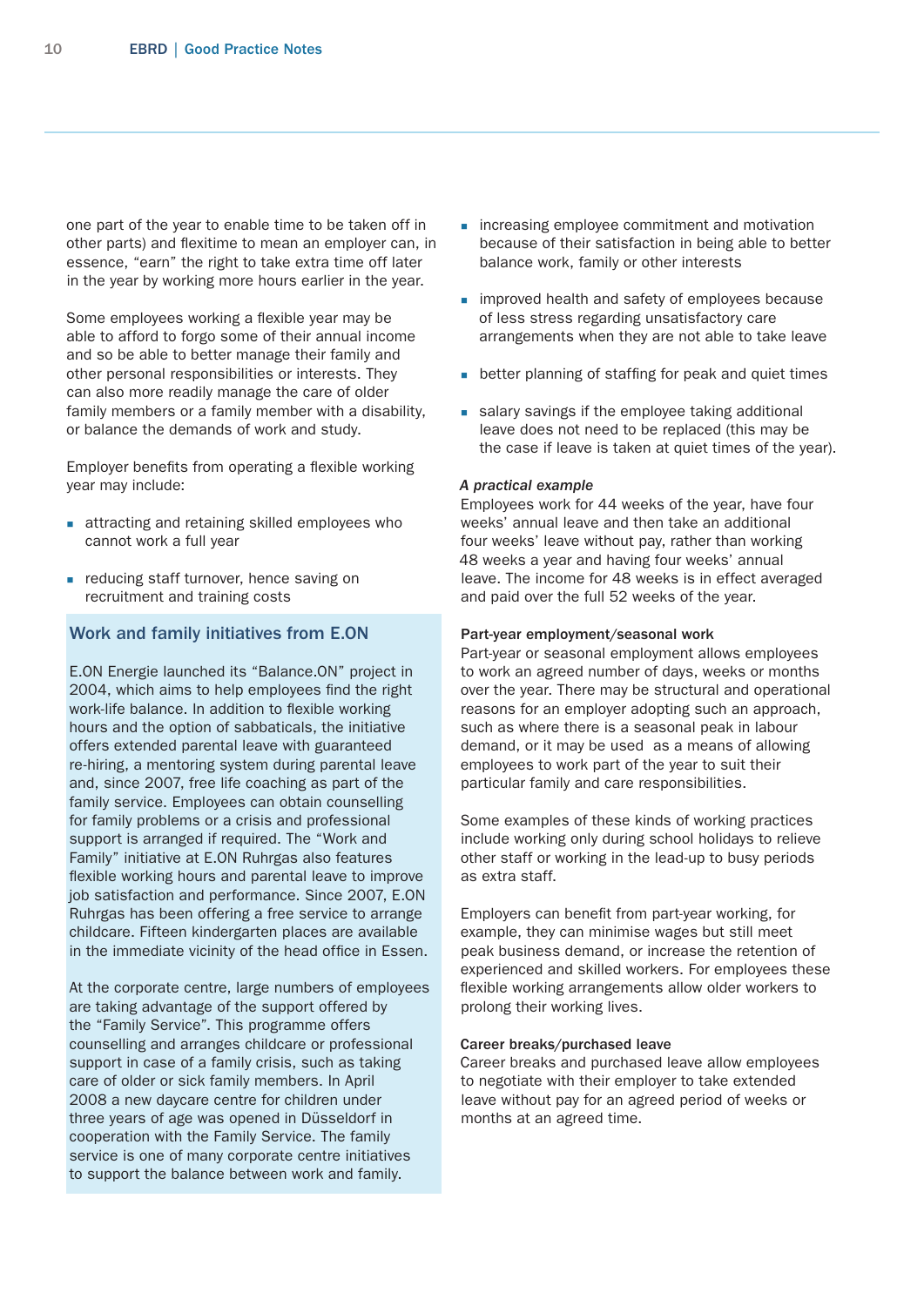one part of the year to enable time to be taken off in other parts) and flexitime to mean an employer can, in essence, "earn" the right to take extra time off later in the year by working more hours earlier in the year.

Some employees working a flexible year may be able to afford to forgo some of their annual income and so be able to better manage their family and other personal responsibilities or interests. They can also more readily manage the care of older family members or a family member with a disability, or balance the demands of work and study.

Employer benefits from operating a flexible working year may include:

- attracting and retaining skilled employees who cannot work a full year
- reducing staff turnover, hence saving on recruitment and training costs
- increasing employee commitment and motivation because of their satisfaction in being able to better balance work, family or other interests
- improved health and safety of employees because of less stress regarding unsatisfactory care arrangements when they are not able to take leave
- better planning of staffing for peak and quiet times
- salary savings if the employee taking additional leave does not need to be replaced (this may be the case if leave is taken at quiet times of the year).

***A practical example***
Employees work for 44 weeks of the year, have four weeks' annual leave and then take an additional four weeks' leave without pay, rather than working 48 weeks a year and having four weeks' annual leave. The income for 48 weeks is in effect averaged and paid over the full 52 weeks of the year.

### Work and family initiatives from E.ON

E.ON Energie launched its "Balance.ON" project in 2004, which aims to help employees find the right work-life balance. In addition to flexible working hours and the option of sabbaticals, the initiative offers extended parental leave with guaranteed re-hiring, a mentoring system during parental leave and, since 2007, free life coaching as part of the family service. Employees can obtain counselling for family problems or a crisis and professional support is arranged if required. The "Work and Family" initiative at E.ON Ruhrgas also features flexible working hours and parental leave to improve job satisfaction and performance. Since 2007, E.ON Ruhrgas has been offering a free service to arrange childcare. Fifteen kindergarten places are available in the immediate vicinity of the head office in Essen.

At the corporate centre, large numbers of employees are taking advantage of the support offered by the "Family Service". This programme offers counselling and arranges childcare or professional support in case of a family crisis, such as taking care of older or sick family members. In April 2008 a new daycare centre for children under three years of age was opened in Düsseldorf in cooperation with the Family Service. The family service is one of many corporate centre initiatives to support the balance between work and family.

**Part-year employment/seasonal work**
Part-year or seasonal employment allows employees to work an agreed number of days, weeks or months over the year. There may be structural and operational reasons for an employer adopting such an approach, such as where there is a seasonal peak in labour demand, or it may be used as a means of allowing employees to work part of the year to suit their particular family and care responsibilities.

Some examples of these kinds of working practices include working only during school holidays to relieve other staff or working in the lead-up to busy periods as extra staff.

Employers can benefit from part-year working, for example, they can minimise wages but still meet peak business demand, or increase the retention of experienced and skilled workers. For employees these flexible working arrangements allow older workers to prolong their working lives.

**Career breaks/purchased leave**
Career breaks and purchased leave allow employees to negotiate with their employer to take extended leave without pay for an agreed period of weeks or months at an agreed time.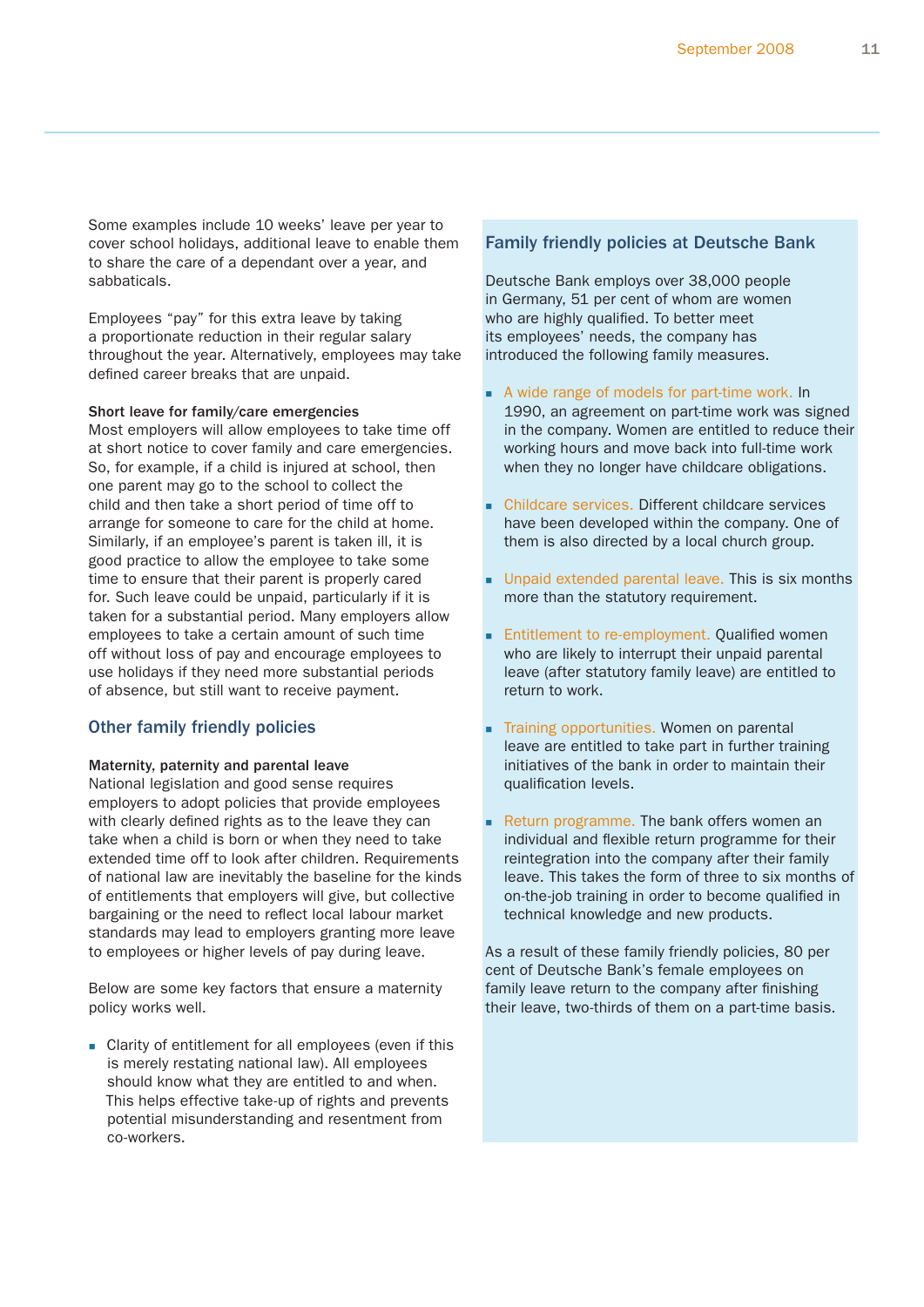Some examples include 10 weeks' leave per year to cover school holidays, additional leave to enable them to share the care of a dependant over a year, and sabbaticals.

Employees "pay" for this extra leave by taking a proportionate reduction in their regular salary throughout the year. Alternatively, employees may take defined career breaks that are unpaid.

**Short leave for family/care emergencies**
Most employers will allow employees to take time off at short notice to cover family and care emergencies. So, for example, if a child is injured at school, then one parent may go to the school to collect the child and then take a short period of time off to arrange for someone to care for the child at home. Similarly, if an employee's parent is taken ill, it is good practice to allow the employee to take some time to ensure that their parent is properly cared for. Such leave could be unpaid, particularly if it is taken for a substantial period. Many employers allow employees to take a certain amount of such time off without loss of pay and encourage employees to use holidays if they need more substantial periods of absence, but still want to receive payment.

## Other family friendly policies

**Maternity, paternity and parental leave**
National legislation and good sense requires employers to adopt policies that provide employees with clearly defined rights as to the leave they can take when a child is born or when they need to take extended time off to look after children. Requirements of national law are inevitably the baseline for the kinds of entitlements that employers will give, but collective bargaining or the need to reflect local labour market standards may lead to employers granting more leave to employees or higher levels of pay during leave.

Below are some key factors that ensure a maternity policy works well.

- Clarity of entitlement for all employees (even if this is merely restating national law). All employees should know what they are entitled to and when. This helps effective take-up of rights and prevents potential misunderstanding and resentment from co-workers.

## Family friendly policies at Deutsche Bank

Deutsche Bank employs over 38,000 people in Germany, 51 per cent of whom are women who are highly qualified. To better meet its employees' needs, the company has introduced the following family measures.

- A wide range of models for part-time work. In 1990, an agreement on part-time work was signed in the company. Women are entitled to reduce their working hours and move back into full-time work when they no longer have childcare obligations.
- Childcare services. Different childcare services have been developed within the company. One of them is also directed by a local church group.
- Unpaid extended parental leave. This is six months more than the statutory requirement.
- Entitlement to re-employment. Qualified women who are likely to interrupt their unpaid parental leave (after statutory family leave) are entitled to return to work.
- Training opportunities. Women on parental leave are entitled to take part in further training initiatives of the bank in order to maintain their qualification levels.
- Return programme. The bank offers women an individual and flexible return programme for their reintegration into the company after their family leave. This takes the form of three to six months of on-the-job training in order to become qualified in technical knowledge and new products.

As a result of these family friendly policies, 80 per cent of Deutsche Bank's female employees on family leave return to the company after finishing their leave, two-thirds of them on a part-time basis.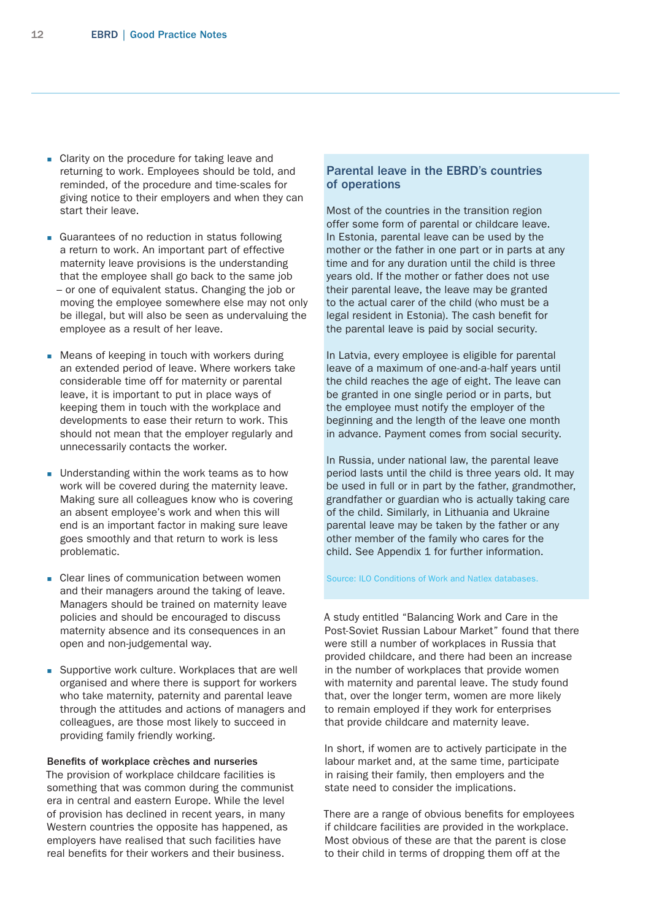- Clarity on the procedure for taking leave and returning to work. Employees should be told, and reminded, of the procedure and time-scales for giving notice to their employers and when they can start their leave.

- Guarantees of no reduction in status following a return to work. An important part of effective maternity leave provisions is the understanding that the employee shall go back to the same job – or one of equivalent status. Changing the job or moving the employee somewhere else may not only be illegal, but will also be seen as undervaluing the employee as a result of her leave.

- Means of keeping in touch with workers during an extended period of leave. Where workers take considerable time off for maternity or parental leave, it is important to put in place ways of keeping them in touch with the workplace and developments to ease their return to work. This should not mean that the employer regularly and unnecessarily contacts the worker.

- Understanding within the work teams as to how work will be covered during the maternity leave. Making sure all colleagues know who is covering an absent employee's work and when this will end is an important factor in making sure leave goes smoothly and that return to work is less problematic.

- Clear lines of communication between women and their managers around the taking of leave. Managers should be trained on maternity leave policies and should be encouraged to discuss maternity absence and its consequences in an open and non-judgemental way.

- Supportive work culture. Workplaces that are well organised and where there is support for workers who take maternity, paternity and parental leave through the attitudes and actions of managers and colleagues, are those most likely to succeed in providing family friendly working.

**Benefits of workplace crèches and nurseries**

The provision of workplace childcare facilities is something that was common during the communist era in central and eastern Europe. While the level of provision has declined in recent years, in many Western countries the opposite has happened, as employers have realised that such facilities have real benefits for their workers and their business.

## Parental leave in the EBRD's countries of operations

Most of the countries in the transition region offer some form of parental or childcare leave. In Estonia, parental leave can be used by the mother or the father in one part or in parts at any time and for any duration until the child is three years old. If the mother or father does not use their parental leave, the leave may be granted to the actual carer of the child (who must be a legal resident in Estonia). The cash benefit for the parental leave is paid by social security.

In Latvia, every employee is eligible for parental leave of a maximum of one-and-a-half years until the child reaches the age of eight. The leave can be granted in one single period or in parts, but the employee must notify the employer of the beginning and the length of the leave one month in advance. Payment comes from social security.

In Russia, under national law, the parental leave period lasts until the child is three years old. It may be used in full or in part by the father, grandmother, grandfather or guardian who is actually taking care of the child. Similarly, in Lithuania and Ukraine parental leave may be taken by the father or any other member of the family who cares for the child. See Appendix 1 for further information.

Source: ILO Conditions of Work and Natlex databases.

A study entitled "Balancing Work and Care in the Post-Soviet Russian Labour Market" found that there were still a number of workplaces in Russia that provided childcare, and there had been an increase in the number of workplaces that provide women with maternity and parental leave. The study found that, over the longer term, women are more likely to remain employed if they work for enterprises that provide childcare and maternity leave.

In short, if women are to actively participate in the labour market and, at the same time, participate in raising their family, then employers and the state need to consider the implications.

There are a range of obvious benefits for employees if childcare facilities are provided in the workplace. Most obvious of these are that the parent is close to their child in terms of dropping them off at the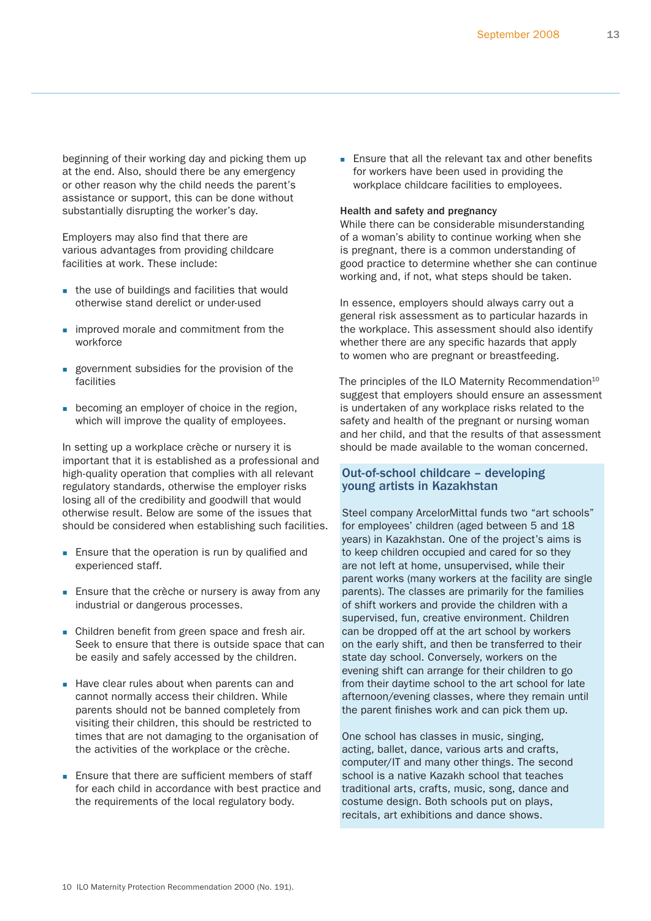beginning of their working day and picking them up at the end. Also, should there be any emergency or other reason why the child needs the parent's assistance or support, this can be done without substantially disrupting the worker's day.

Employers may also find that there are various advantages from providing childcare facilities at work. These include:

- the use of buildings and facilities that would otherwise stand derelict or under-used
- improved morale and commitment from the workforce
- government subsidies for the provision of the facilities
- becoming an employer of choice in the region, which will improve the quality of employees.

In setting up a workplace crèche or nursery it is important that it is established as a professional and high-quality operation that complies with all relevant regulatory standards, otherwise the employer risks losing all of the credibility and goodwill that would otherwise result. Below are some of the issues that should be considered when establishing such facilities.

- Ensure that the operation is run by qualified and experienced staff.
- Ensure that the crèche or nursery is away from any industrial or dangerous processes.
- Children benefit from green space and fresh air. Seek to ensure that there is outside space that can be easily and safely accessed by the children.
- Have clear rules about when parents can and cannot normally access their children. While parents should not be banned completely from visiting their children, this should be restricted to times that are not damaging to the organisation of the activities of the workplace or the crèche.
- Ensure that there are sufficient members of staff for each child in accordance with best practice and the requirements of the local regulatory body.
- Ensure that all the relevant tax and other benefits for workers have been used in providing the workplace childcare facilities to employees.

**Health and safety and pregnancy**

While there can be considerable misunderstanding of a woman's ability to continue working when she is pregnant, there is a common understanding of good practice to determine whether she can continue working and, if not, what steps should be taken.

In essence, employers should always carry out a general risk assessment as to particular hazards in the workplace. This assessment should also identify whether there are any specific hazards that apply to women who are pregnant or breastfeeding.

The principles of the ILO Maternity Recommendation[10] suggest that employers should ensure an assessment is undertaken of any workplace risks related to the safety and health of the pregnant or nursing woman and her child, and that the results of that assessment should be made available to the woman concerned.

### Out-of-school childcare – developing young artists in Kazakhstan

Steel company ArcelorMittal funds two "art schools" for employees' children (aged between 5 and 18 years) in Kazakhstan. One of the project's aims is to keep children occupied and cared for so they are not left at home, unsupervised, while their parent works (many workers at the facility are single parents). The classes are primarily for the families of shift workers and provide the children with a supervised, fun, creative environment. Children can be dropped off at the art school by workers on the early shift, and then be transferred to their state day school. Conversely, workers on the evening shift can arrange for their children to go from their daytime school to the art school for late afternoon/evening classes, where they remain until the parent finishes work and can pick them up.

One school has classes in music, singing, acting, ballet, dance, various arts and crafts, computer/IT and many other things. The second school is a native Kazakh school that teaches traditional arts, crafts, music, song, dance and costume design. Both schools put on plays, recitals, art exhibitions and dance shows.

10 ILO Maternity Protection Recommendation 2000 (No. 191).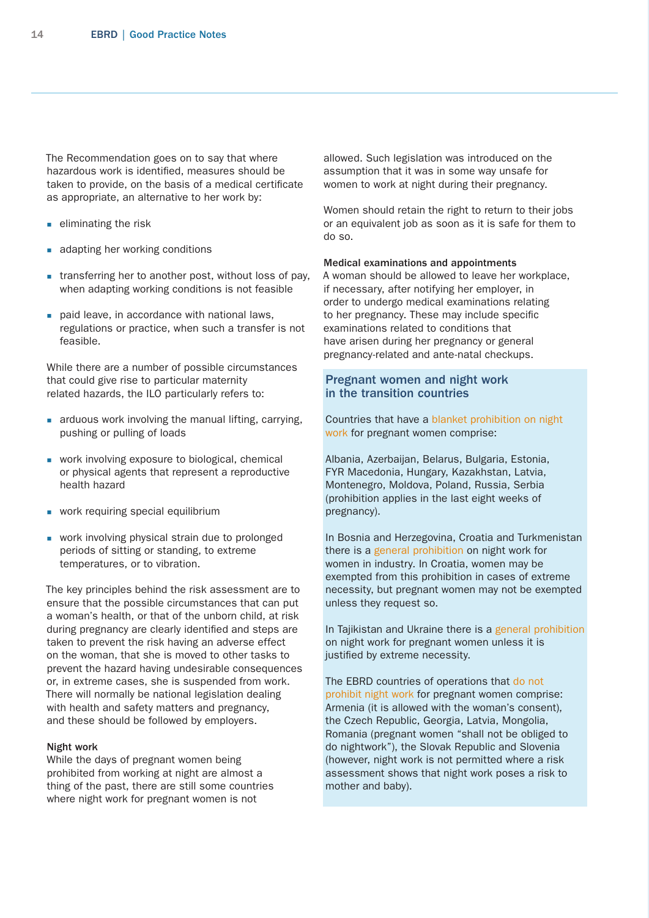The Recommendation goes on to say that where hazardous work is identified, measures should be taken to provide, on the basis of a medical certificate as appropriate, an alternative to her work by:

- eliminating the risk
- adapting her working conditions
- transferring her to another post, without loss of pay, when adapting working conditions is not feasible
- paid leave, in accordance with national laws, regulations or practice, when such a transfer is not feasible.

While there are a number of possible circumstances that could give rise to particular maternity related hazards, the ILO particularly refers to:

- arduous work involving the manual lifting, carrying, pushing or pulling of loads
- work involving exposure to biological, chemical or physical agents that represent a reproductive health hazard
- work requiring special equilibrium
- work involving physical strain due to prolonged periods of sitting or standing, to extreme temperatures, or to vibration.

The key principles behind the risk assessment are to ensure that the possible circumstances that can put a woman's health, or that of the unborn child, at risk during pregnancy are clearly identified and steps are taken to prevent the risk having an adverse effect on the woman, that she is moved to other tasks to prevent the hazard having undesirable consequences or, in extreme cases, she is suspended from work. There will normally be national legislation dealing with health and safety matters and pregnancy, and these should be followed by employers.

**Night work**
While the days of pregnant women being prohibited from working at night are almost a thing of the past, there are still some countries where night work for pregnant women is not allowed. Such legislation was introduced on the assumption that it was in some way unsafe for women to work at night during their pregnancy.

Women should retain the right to return to their jobs or an equivalent job as soon as it is safe for them to do so.

**Medical examinations and appointments**
A woman should be allowed to leave her workplace, if necessary, after notifying her employer, in order to undergo medical examinations relating to her pregnancy. These may include specific examinations related to conditions that have arisen during her pregnancy or general pregnancy-related and ante-natal checkups.

## Pregnant women and night work in the transition countries

Countries that have a blanket prohibition on night work for pregnant women comprise:

Albania, Azerbaijan, Belarus, Bulgaria, Estonia, FYR Macedonia, Hungary, Kazakhstan, Latvia, Montenegro, Moldova, Poland, Russia, Serbia (prohibition applies in the last eight weeks of pregnancy).

In Bosnia and Herzegovina, Croatia and Turkmenistan there is a general prohibition on night work for women in industry. In Croatia, women may be exempted from this prohibition in cases of extreme necessity, but pregnant women may not be exempted unless they request so.

In Tajikistan and Ukraine there is a general prohibition on night work for pregnant women unless it is justified by extreme necessity.

The EBRD countries of operations that do not prohibit night work for pregnant women comprise: Armenia (it is allowed with the woman's consent), the Czech Republic, Georgia, Latvia, Mongolia, Romania (pregnant women "shall not be obliged to do nightwork"), the Slovak Republic and Slovenia (however, night work is not permitted where a risk assessment shows that night work poses a risk to mother and baby).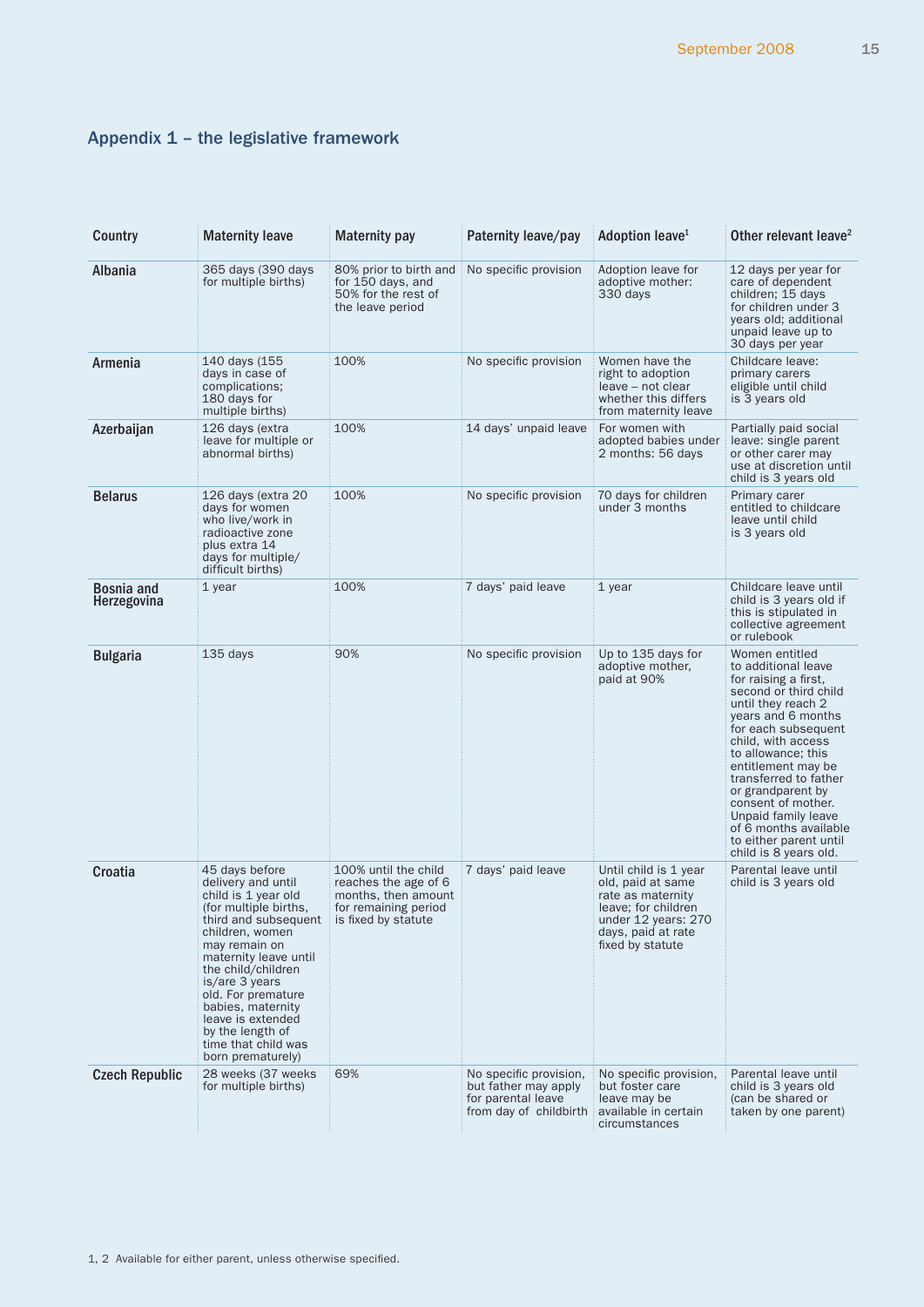## Appendix 1 – the legislative framework

| Country | Maternity leave | Maternity pay | Paternity leave/pay | Adoption leave[1] | Other relevant leave[2] |
|---|---|---|---|---|---|
| **Albania** | 365 days (390 days for multiple births) | 80% prior to birth and for 150 days, and 50% for the rest of the leave period | No specific provision | Adoption leave for adoptive mother: 330 days | 12 days per year for care of dependent children; 15 days for children under 3 years old; additional unpaid leave up to 30 days per year |
| **Armenia** | 140 days (155 days in case of complications; 180 days for multiple births) | 100% | No specific provision | Women have the right to adoption leave – not clear whether this differs from maternity leave | Childcare leave: primary carers eligible until child is 3 years old |
| **Azerbaijan** | 126 days (extra leave for multiple or abnormal births) | 100% | 14 days' unpaid leave | For women with adopted babies under 2 months: 56 days | Partially paid social leave: single parent or other carer may use at discretion until child is 3 years old |
| **Belarus** | 126 days (extra 20 days for women who live/work in radioactive zone plus extra 14 days for multiple/ difficult births) | 100% | No specific provision | 70 days for children under 3 months | Primary carer entitled to childcare leave until child is 3 years old |
| **Bosnia and Herzegovina** | 1 year | 100% | 7 days' paid leave | 1 year | Childcare leave until child is 3 years old if this is stipulated in collective agreement or rulebook |
| **Bulgaria** | 135 days | 90% | No specific provision | Up to 135 days for adoptive mother, paid at 90% | Women entitled to additional leave for raising a first, second or third child until they reach 2 years and 6 months for each subsequent child, with access to allowance; this entitlement may be transferred to father or grandparent by consent of mother. Unpaid family leave of 6 months available to either parent until child is 8 years old. |
| **Croatia** | 45 days before delivery and until child is 1 year old (for multiple births, third and subsequent children, women may remain on maternity leave until the child/children is/are 3 years old. For premature babies, maternity leave is extended by the length of time that child was born prematurely) | 100% until the child reaches the age of 6 months, then amount for remaining period is fixed by statute | 7 days' paid leave | Until child is 1 year old, paid at same rate as maternity leave; for children under 12 years: 270 days, paid at rate fixed by statute | Parental leave until child is 3 years old |
| **Czech Republic** | 28 weeks (37 weeks for multiple births) | 69% | No specific provision, but father may apply for parental leave from day of childbirth | No specific provision, but foster care leave may be available in certain circumstances | Parental leave until child is 3 years old (can be shared or taken by one parent) |

1, 2 Available for either parent, unless otherwise specified.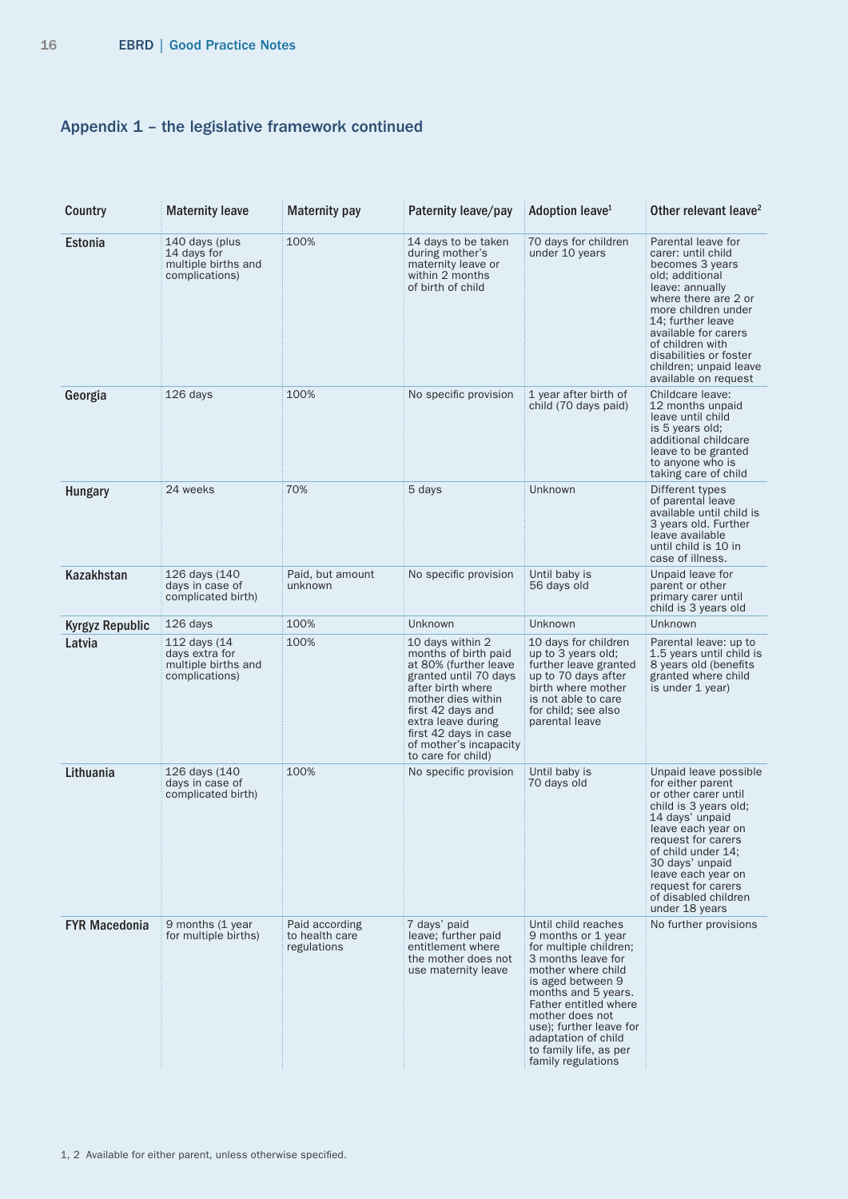## Appendix 1 – the legislative framework continued

| Country | Maternity leave | Maternity pay | Paternity leave/pay | Adoption leave[1] | Other relevant leave[2] |
|---|---|---|---|---|---|
| **Estonia** | 140 days (plus 14 days for multiple births and complications) | 100% | 14 days to be taken during mother's maternity leave or within 2 months of birth of child | 70 days for children under 10 years | Parental leave for carer: until child becomes 3 years old; additional leave: annually where there are 2 or more children under 14; further leave available for carers of children with disabilities or foster children; unpaid leave available on request |
| **Georgia** | 126 days | 100% | No specific provision | 1 year after birth of child (70 days paid) | Childcare leave: 12 months unpaid leave until child is 5 years old; additional childcare leave to be granted to anyone who is taking care of child |
| **Hungary** | 24 weeks | 70% | 5 days | Unknown | Different types of parental leave available until child is 3 years old. Further leave available until child is 10 in case of illness. |
| **Kazakhstan** | 126 days (140 days in case of complicated birth) | Paid, but amount unknown | No specific provision | Until baby is 56 days old | Unpaid leave for parent or other primary carer until child is 3 years old |
| **Kyrgyz Republic** | 126 days | 100% | Unknown | Unknown | Unknown |
| **Latvia** | 112 days (14 days extra for multiple births and complications) | 100% | 10 days within 2 months of birth paid at 80% (further leave granted until 70 days after birth where mother dies within first 42 days and extra leave during first 42 days in case of mother's incapacity to care for child) | 10 days for children up to 3 years old; further leave granted up to 70 days after birth where mother is not able to care for child; see also parental leave | Parental leave: up to 1.5 years until child is 8 years old (benefits granted where child is under 1 year) |
| **Lithuania** | 126 days (140 days in case of complicated birth) | 100% | No specific provision | Until baby is 70 days old | Unpaid leave possible for either parent or other carer until child is 3 years old; 14 days' unpaid leave each year on request for carers of child under 14; 30 days' unpaid leave each year on request for carers of disabled children under 18 years |
| **FYR Macedonia** | 9 months (1 year for multiple births) | Paid according to health care regulations | 7 days' paid leave; further paid entitlement where the mother does not use maternity leave | Until child reaches 9 months or 1 year for multiple children; 3 months leave for mother where child is aged between 9 months and 5 years. Father entitled where mother does not use); further leave for adaptation of child to family life, as per family regulations | No further provisions |

1, 2 Available for either parent, unless otherwise specified.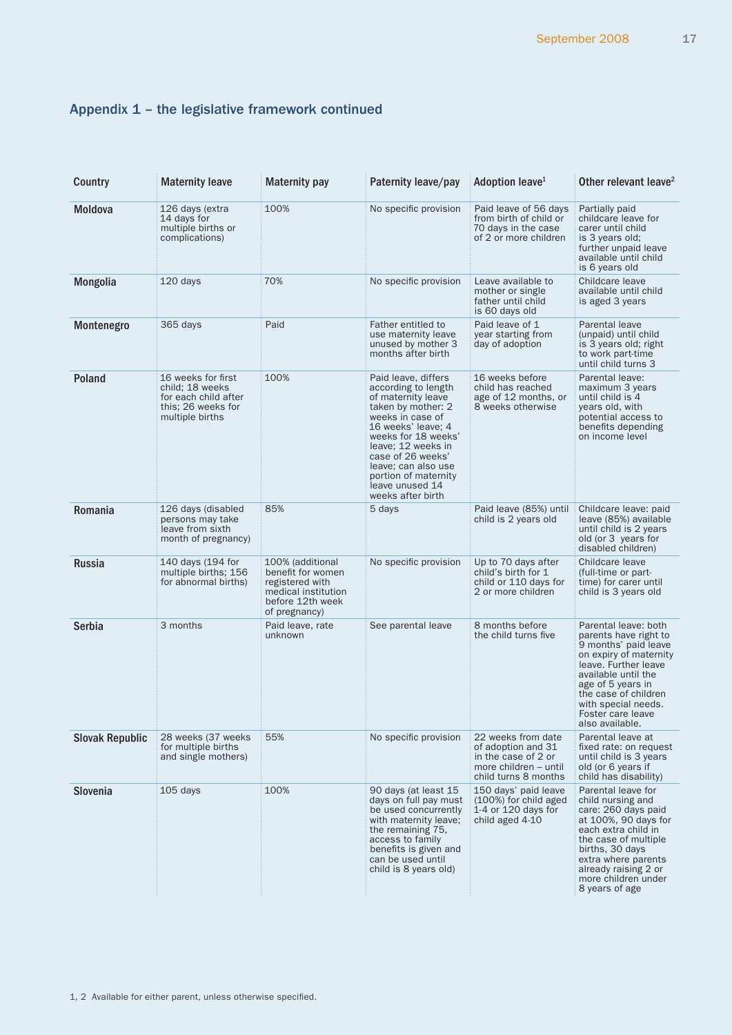## Appendix 1 – the legislative framework continued

| Country | Maternity leave | Maternity pay | Paternity leave/pay | Adoption leave[1] | Other relevant leave[2] |
|---|---|---|---|---|---|
| **Moldova** | 126 days (extra 14 days for multiple births or complications) | 100% | No specific provision | Paid leave of 56 days from birth of child or 70 days in the case of 2 or more children | Partially paid childcare leave for carer until child is 3 years old; further unpaid leave available until child is 6 years old |
| **Mongolia** | 120 days | 70% | No specific provision | Leave available to mother or single father until child is 60 days old | Childcare leave available until child is aged 3 years |
| **Montenegro** | 365 days | Paid | Father entitled to use maternity leave unused by mother 3 months after birth | Paid leave of 1 year starting from day of adoption | Parental leave (unpaid) until child is 3 years old; right to work part-time until child turns 3 |
| **Poland** | 16 weeks for first child; 18 weeks for each child after this; 26 weeks for multiple births | 100% | Paid leave, differs according to length of maternity leave taken by mother: 2 weeks in case of 16 weeks' leave; 4 weeks for 18 weeks' leave; 12 weeks in case of 26 weeks' leave; can also use portion of maternity leave unused 14 weeks after birth | 16 weeks before child has reached age of 12 months, or 8 weeks otherwise | Parental leave: maximum 3 years until child is 4 years old, with potential access to benefits depending on income level |
| **Romania** | 126 days (disabled persons may take leave from sixth month of pregnancy) | 85% | 5 days | Paid leave (85%) until child is 2 years old | Childcare leave: paid leave (85%) available until child is 2 years old (or 3 years for disabled children) |
| **Russia** | 140 days (194 for multiple births; 156 for abnormal births) | 100% (additional benefit for women registered with medical institution before 12th week of pregnancy) | No specific provision | Up to 70 days after child's birth for 1 child or 110 days for 2 or more children | Childcare leave (full-time or part-time) for carer until child is 3 years old |
| **Serbia** | 3 months | Paid leave, rate unknown | See parental leave | 8 months before the child turns five | Parental leave: both parents have right to 9 months' paid leave on expiry of maternity leave. Further leave available until the age of 5 years in the case of children with special needs. Foster care leave also available. |
| **Slovak Republic** | 28 weeks (37 weeks for multiple births and single mothers) | 55% | No specific provision | 22 weeks from date of adoption and 31 in the case of 2 or more children – until child turns 8 months | Parental leave at fixed rate: on request until child is 3 years old (or 6 years if child has disability) |
| **Slovenia** | 105 days | 100% | 90 days (at least 15 days on full pay must be used concurrently with maternity leave; the remaining 75, access to family benefits is given and can be used until child is 8 years old) | 150 days' paid leave (100%) for child aged 1-4 or 120 days for child aged 4-10 | Parental leave for child nursing and care: 260 days paid at 100%, 90 days for each extra child in the case of multiple births, 30 days extra where parents already raising 2 or more children under 8 years of age |

1, 2 Available for either parent, unless otherwise specified.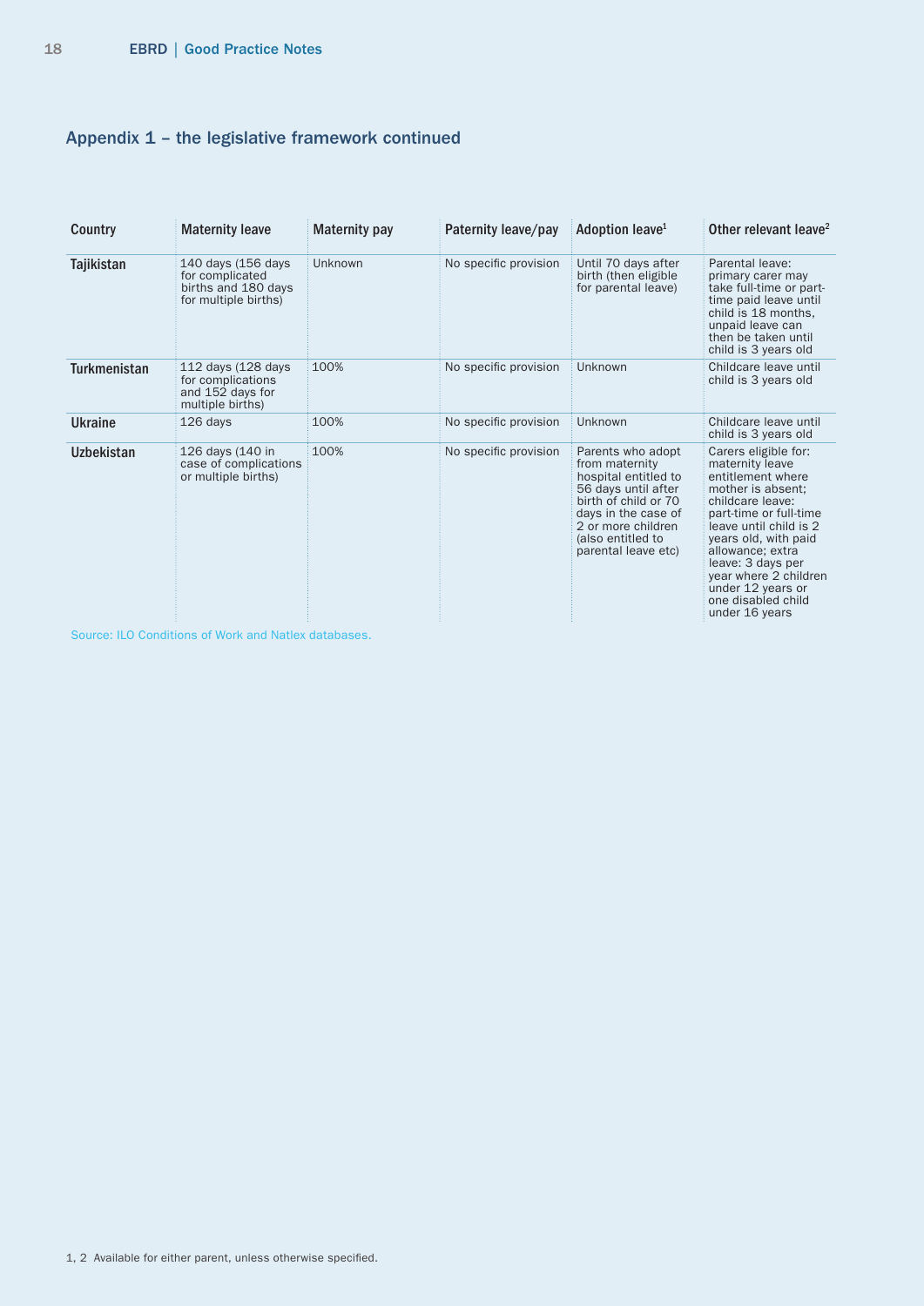## Appendix 1 – the legislative framework continued

| Country | Maternity leave | Maternity pay | Paternity leave/pay | Adoption leave[1] | Other relevant leave[2] |
|---|---|---|---|---|---|
| Tajikistan | 140 days (156 days for complicated births and 180 days for multiple births) | Unknown | No specific provision | Until 70 days after birth (then eligible for parental leave) | Parental leave: primary carer may take full-time or part-time paid leave until child is 18 months, unpaid leave can then be taken until child is 3 years old |
| Turkmenistan | 112 days (128 days for complications and 152 days for multiple births) | 100% | No specific provision | Unknown | Childcare leave until child is 3 years old |
| Ukraine | 126 days | 100% | No specific provision | Unknown | Childcare leave until child is 3 years old |
| Uzbekistan | 126 days (140 in case of complications or multiple births) | 100% | No specific provision | Parents who adopt from maternity hospital entitled to 56 days until after birth of child or 70 days in the case of 2 or more children (also entitled to parental leave etc) | Carers eligible for: maternity leave entitlement where mother is absent; childcare leave: part-time or full-time leave until child is 2 years old, with paid allowance; extra leave: 3 days per year where 2 children under 12 years or one disabled child under 16 years |

Source: ILO Conditions of Work and Natlex databases.

1, 2 Available for either parent, unless otherwise specified.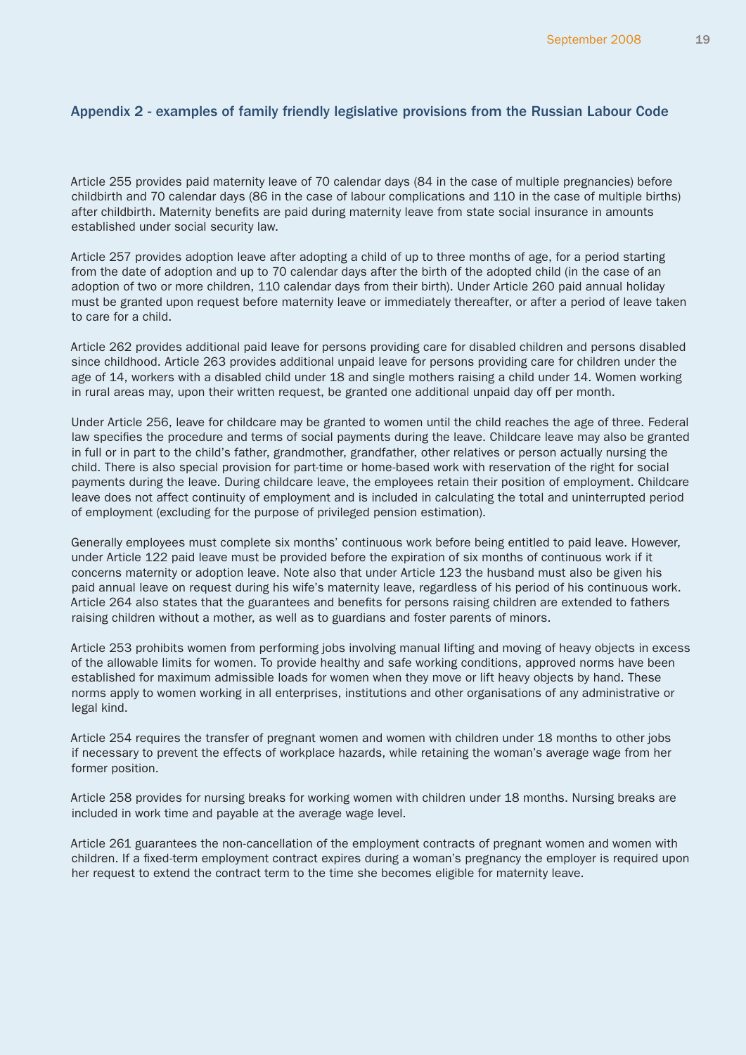## Appendix 2 - examples of family friendly legislative provisions from the Russian Labour Code

Article 255 provides paid maternity leave of 70 calendar days (84 in the case of multiple pregnancies) before childbirth and 70 calendar days (86 in the case of labour complications and 110 in the case of multiple births) after childbirth. Maternity benefits are paid during maternity leave from state social insurance in amounts established under social security law.

Article 257 provides adoption leave after adopting a child of up to three months of age, for a period starting from the date of adoption and up to 70 calendar days after the birth of the adopted child (in the case of an adoption of two or more children, 110 calendar days from their birth). Under Article 260 paid annual holiday must be granted upon request before maternity leave or immediately thereafter, or after a period of leave taken to care for a child.

Article 262 provides additional paid leave for persons providing care for disabled children and persons disabled since childhood. Article 263 provides additional unpaid leave for persons providing care for children under the age of 14, workers with a disabled child under 18 and single mothers raising a child under 14. Women working in rural areas may, upon their written request, be granted one additional unpaid day off per month.

Under Article 256, leave for childcare may be granted to women until the child reaches the age of three. Federal law specifies the procedure and terms of social payments during the leave. Childcare leave may also be granted in full or in part to the child's father, grandmother, grandfather, other relatives or person actually nursing the child. There is also special provision for part-time or home-based work with reservation of the right for social payments during the leave. During childcare leave, the employees retain their position of employment. Childcare leave does not affect continuity of employment and is included in calculating the total and uninterrupted period of employment (excluding for the purpose of privileged pension estimation).

Generally employees must complete six months' continuous work before being entitled to paid leave. However, under Article 122 paid leave must be provided before the expiration of six months of continuous work if it concerns maternity or adoption leave. Note also that under Article 123 the husband must also be given his paid annual leave on request during his wife's maternity leave, regardless of his period of his continuous work. Article 264 also states that the guarantees and benefits for persons raising children are extended to fathers raising children without a mother, as well as to guardians and foster parents of minors.

Article 253 prohibits women from performing jobs involving manual lifting and moving of heavy objects in excess of the allowable limits for women. To provide healthy and safe working conditions, approved norms have been established for maximum admissible loads for women when they move or lift heavy objects by hand. These norms apply to women working in all enterprises, institutions and other organisations of any administrative or legal kind.

Article 254 requires the transfer of pregnant women and women with children under 18 months to other jobs if necessary to prevent the effects of workplace hazards, while retaining the woman's average wage from her former position.

Article 258 provides for nursing breaks for working women with children under 18 months. Nursing breaks are included in work time and payable at the average wage level.

Article 261 guarantees the non-cancellation of the employment contracts of pregnant women and women with children. If a fixed-term employment contract expires during a woman's pregnancy the employer is required upon her request to extend the contract term to the time she becomes eligible for maternity leave.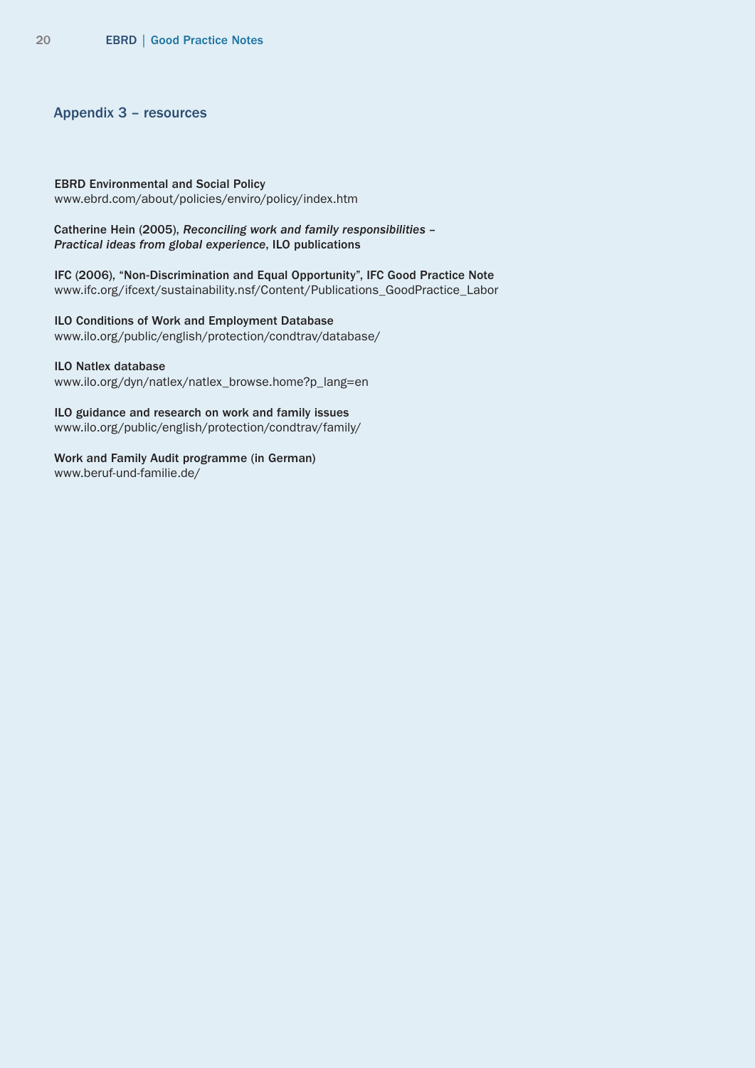## Appendix 3 – resources

**EBRD Environmental and Social Policy**
www.ebrd.com/about/policies/enviro/policy/index.htm

**Catherine Hein (2005),** ***Reconciling work and family responsibilities – Practical ideas from global experience*****, ILO publications**

**IFC (2006), "Non-Discrimination and Equal Opportunity", IFC Good Practice Note**
www.ifc.org/ifcext/sustainability.nsf/Content/Publications_GoodPractice_Labor

**ILO Conditions of Work and Employment Database**
www.ilo.org/public/english/protection/condtrav/database/

**ILO Natlex database**
www.ilo.org/dyn/natlex/natlex_browse.home?p_lang=en

**ILO guidance and research on work and family issues**
www.ilo.org/public/english/protection/condtrav/family/

**Work and Family Audit programme (in German)**
www.beruf-und-familie.de/